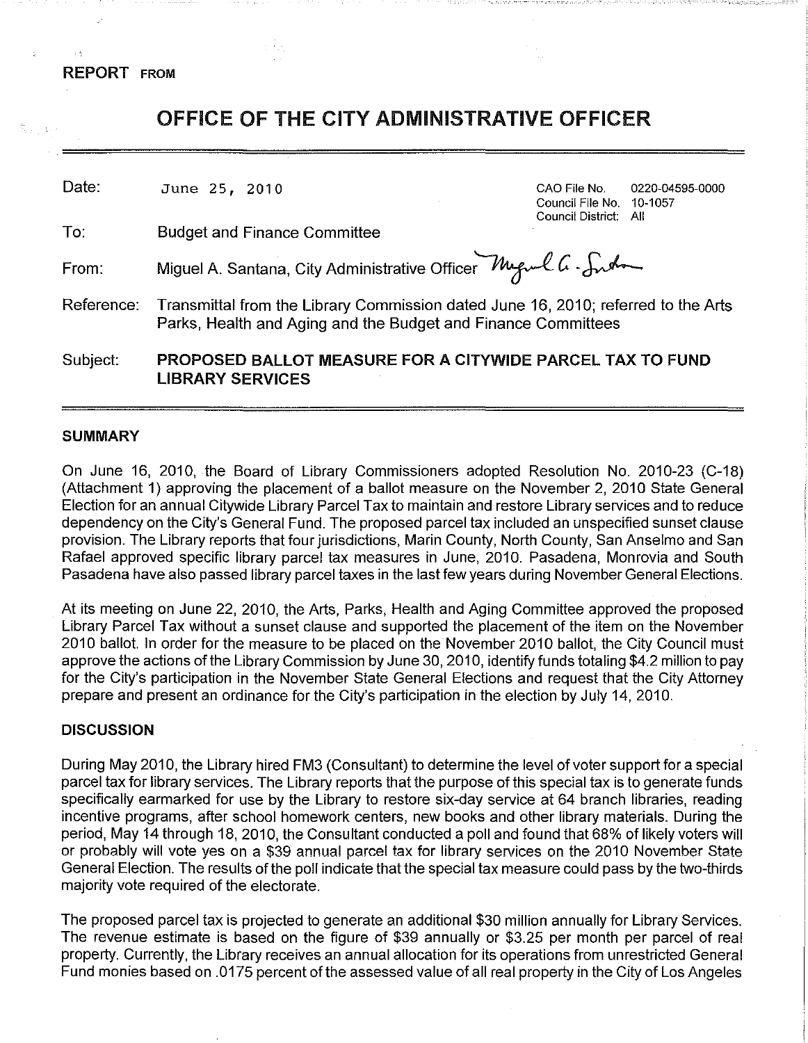REPORT FROM

# OFFICE OF THE CITY ADMINISTRATIVE OFFICER

| | | | |
|---|---|---|---|
| Date: | June 25, 2010 | CAO File No. | 0220-04595-0000 |
| | | Council File No. | 10-1057 |
| | | Council District: | All |
| To: | Budget and Finance Committee | | |
| From: | Miguel A. Santana, City Administrative Officer | | |
| Reference: | Transmittal from the Library Commission dated June 16, 2010; referred to the Arts Parks, Health and Aging and the Budget and Finance Committees | | |
| Subject: | **PROPOSED BALLOT MEASURE FOR A CITYWIDE PARCEL TAX TO FUND LIBRARY SERVICES** | | |

## SUMMARY

On June 16, 2010, the Board of Library Commissioners adopted Resolution No. 2010-23 (C-18) (Attachment 1) approving the placement of a ballot measure on the November 2, 2010 State General Election for an annual Citywide Library Parcel Tax to maintain and restore Library services and to reduce dependency on the City's General Fund. The proposed parcel tax included an unspecified sunset clause provision. The Library reports that four jurisdictions, Marin County, North County, San Anselmo and San Rafael approved specific library parcel tax measures in June, 2010. Pasadena, Monrovia and South Pasadena have also passed library parcel taxes in the last few years during November General Elections.

At its meeting on June 22, 2010, the Arts, Parks, Health and Aging Committee approved the proposed Library Parcel Tax without a sunset clause and supported the placement of the item on the November 2010 ballot. In order for the measure to be placed on the November 2010 ballot, the City Council must approve the actions of the Library Commission by June 30, 2010, identify funds totaling $4.2 million to pay for the City's participation in the November State General Elections and request that the City Attorney prepare and present an ordinance for the City's participation in the election by July 14, 2010.

## DISCUSSION

During May 2010, the Library hired FM3 (Consultant) to determine the level of voter support for a special parcel tax for library services. The Library reports that the purpose of this special tax is to generate funds specifically earmarked for use by the Library to restore six-day service at 64 branch libraries, reading incentive programs, after school homework centers, new books and other library materials. During the period, May 14 through 18, 2010, the Consultant conducted a poll and found that 68% of likely voters will or probably will vote yes on a $39 annual parcel tax for library services on the 2010 November State General Election. The results of the poll indicate that the special tax measure could pass by the two-thirds majority vote required of the electorate.

The proposed parcel tax is projected to generate an additional $30 million annually for Library Services. The revenue estimate is based on the figure of $39 annually or $3.25 per month per parcel of real property. Currently, the Library receives an annual allocation for its operations from unrestricted General Fund monies based on .0175 percent of the assessed value of all real property in the City of Los Angeles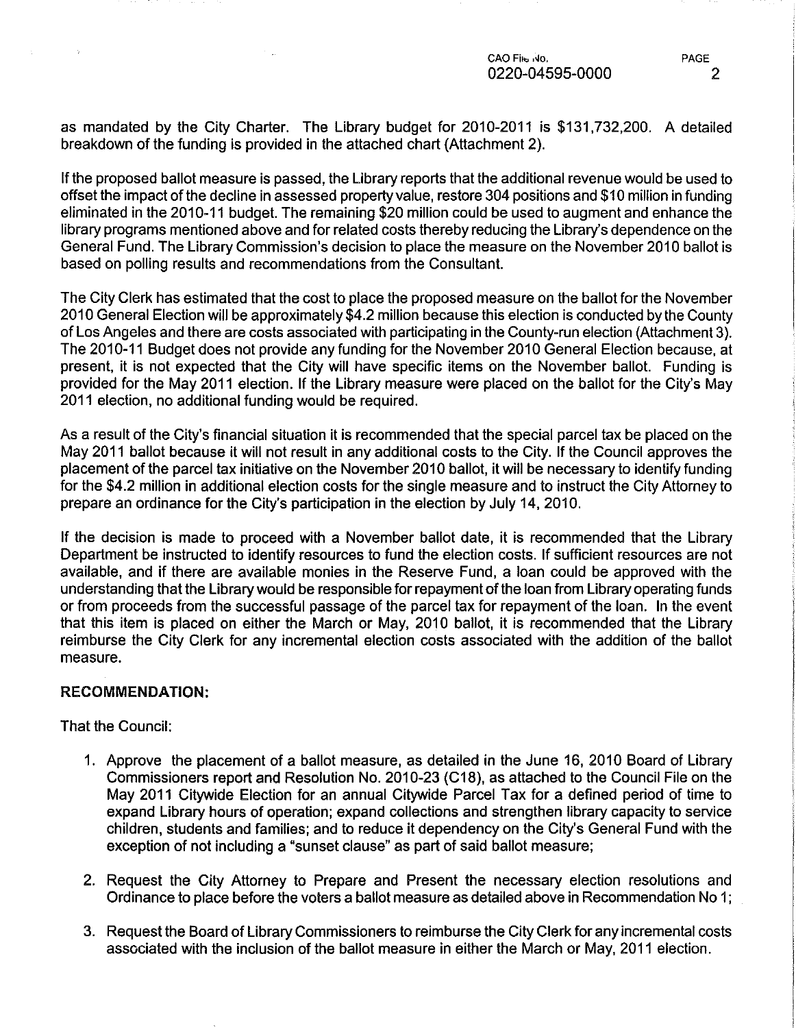as mandated by the City Charter. The Library budget for 2010-2011 is $131,732,200. A detailed breakdown of the funding is provided in the attached chart (Attachment 2).

If the proposed ballot measure is passed, the Library reports that the additional revenue would be used to offset the impact of the decline in assessed property value, restore 304 positions and $10 million in funding eliminated in the 2010-11 budget. The remaining $20 million could be used to augment and enhance the library programs mentioned above and for related costs thereby reducing the Library's dependence on the General Fund. The Library Commission's decision to place the measure on the November 2010 ballot is based on polling results and recommendations from the Consultant.

The City Clerk has estimated that the cost to place the proposed measure on the ballot for the November 2010 General Election will be approximately $4.2 million because this election is conducted by the County of Los Angeles and there are costs associated with participating in the County-run election (Attachment 3). The 2010-11 Budget does not provide any funding for the November 2010 General Election because, at present, it is not expected that the City will have specific items on the November ballot. Funding is provided for the May 2011 election. If the Library measure were placed on the ballot for the City's May 2011 election, no additional funding would be required.

As a result of the City's financial situation it is recommended that the special parcel tax be placed on the May 2011 ballot because it will not result in any additional costs to the City. If the Council approves the placement of the parcel tax initiative on the November 2010 ballot, it will be necessary to identify funding for the $4.2 million in additional election costs for the single measure and to instruct the City Attorney to prepare an ordinance for the City's participation in the election by July 14, 2010.

If the decision is made to proceed with a November ballot date, it is recommended that the Library Department be instructed to identify resources to fund the election costs. If sufficient resources are not available, and if there are available monies in the Reserve Fund, a loan could be approved with the understanding that the Library would be responsible for repayment of the loan from Library operating funds or from proceeds from the successful passage of the parcel tax for repayment of the loan. In the event that this item is placed on either the March or May, 2010 ballot, it is recommended that the Library reimburse the City Clerk for any incremental election costs associated with the addition of the ballot measure.

**RECOMMENDATION:**

That the Council:

1. Approve the placement of a ballot measure, as detailed in the June 16, 2010 Board of Library Commissioners report and Resolution No. 2010-23 (C18), as attached to the Council File on the May 2011 Citywide Election for an annual Citywide Parcel Tax for a defined period of time to expand Library hours of operation; expand collections and strengthen library capacity to service children, students and families; and to reduce it dependency on the City's General Fund with the exception of not including a "sunset clause" as part of said ballot measure;

2. Request the City Attorney to Prepare and Present the necessary election resolutions and Ordinance to place before the voters a ballot measure as detailed above in Recommendation No 1;

3. Request the Board of Library Commissioners to reimburse the City Clerk for any incremental costs associated with the inclusion of the ballot measure in either the March or May, 2011 election.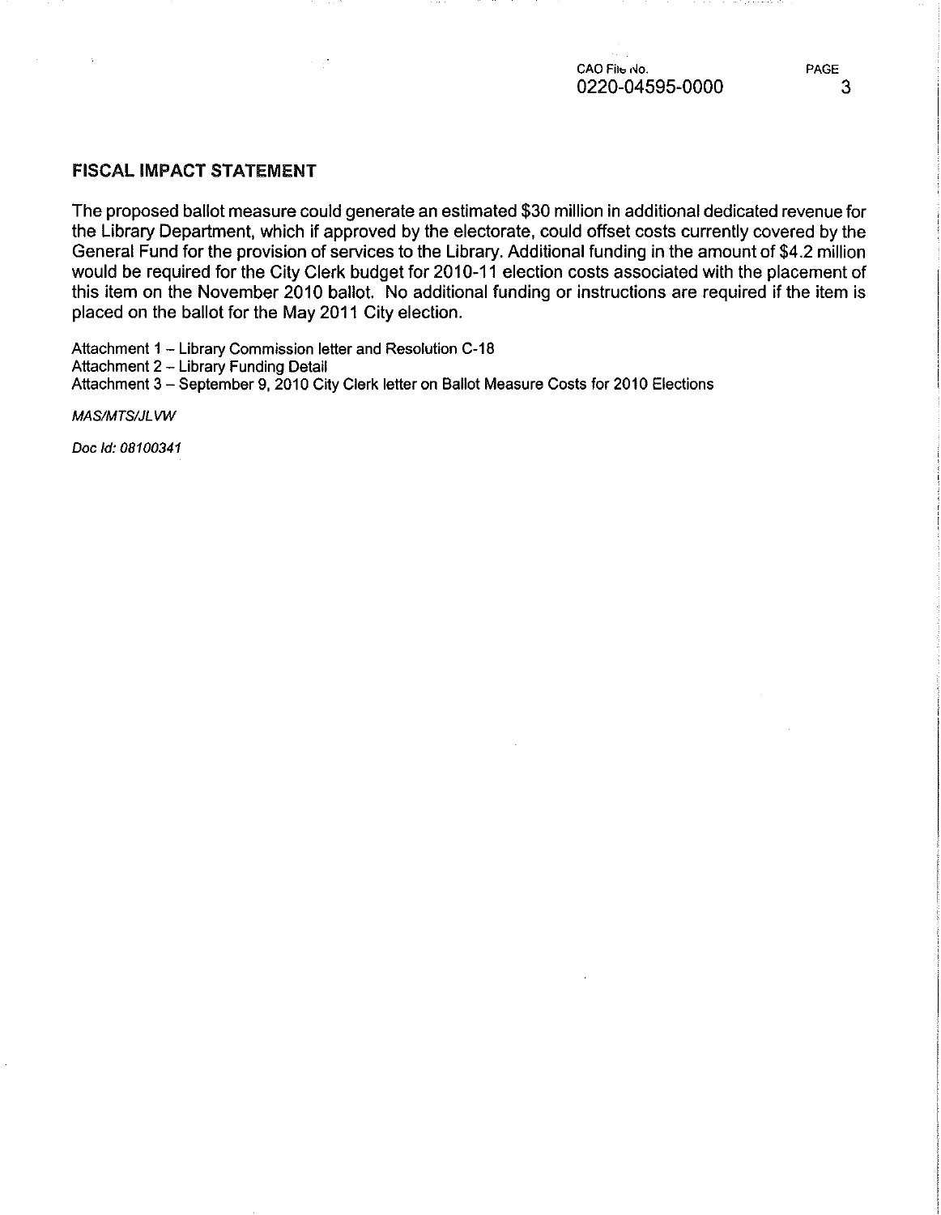## FISCAL IMPACT STATEMENT

The proposed ballot measure could generate an estimated $30 million in additional dedicated revenue for the Library Department, which if approved by the electorate, could offset costs currently covered by the General Fund for the provision of services to the Library. Additional funding in the amount of $4.2 million would be required for the City Clerk budget for 2010-11 election costs associated with the placement of this item on the November 2010 ballot. No additional funding or instructions are required if the item is placed on the ballot for the May 2011 City election.

Attachment 1 – Library Commission letter and Resolution C-18
Attachment 2 – Library Funding Detail
Attachment 3 – September 9, 2010 City Clerk letter on Ballot Measure Costs for 2010 Elections

*MAS/MTS/JLVW*

*Doc Id: 08100341*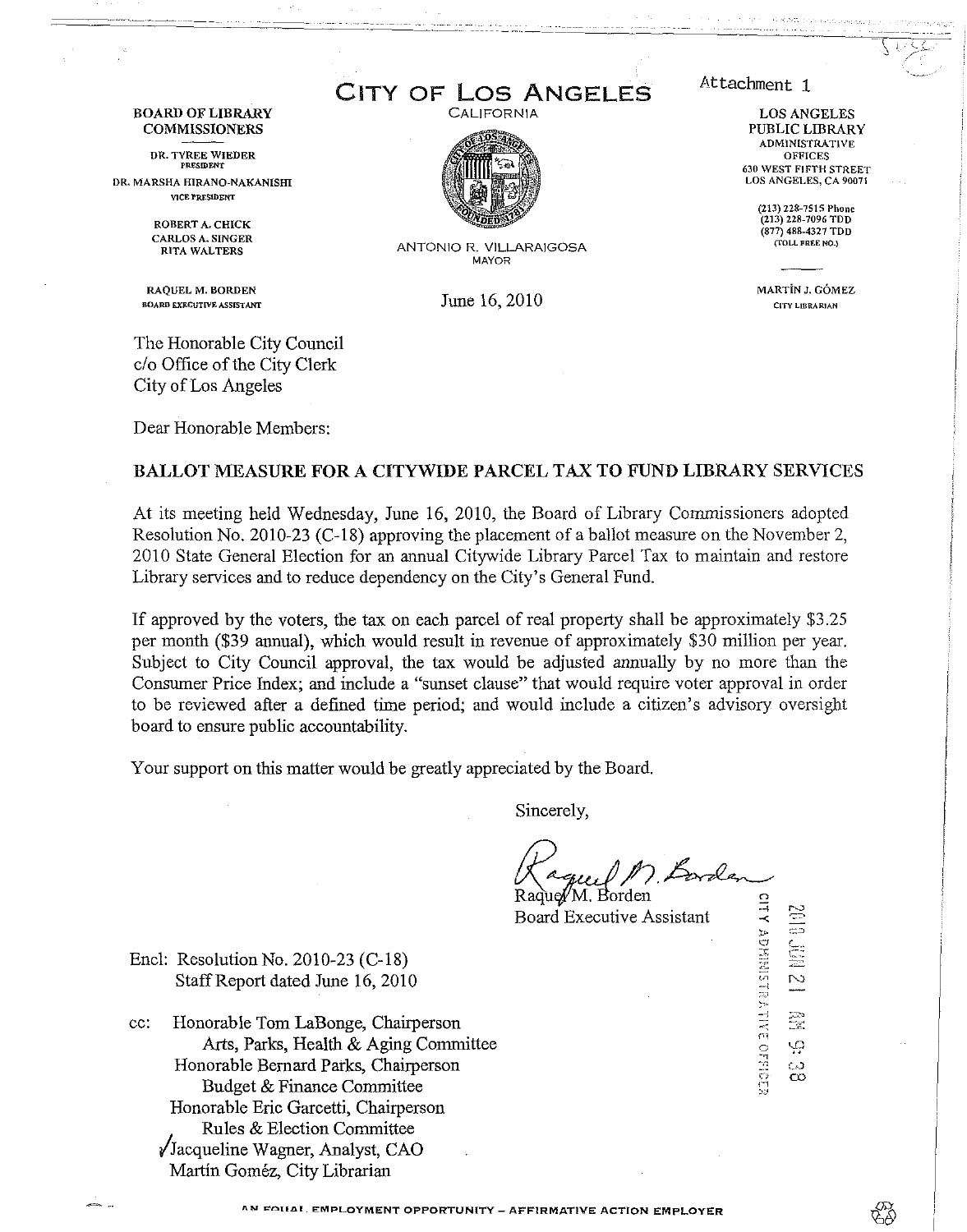Attachment 1

**BOARD OF LIBRARY COMMISSIONERS**

DR. TYREE WIEDER
PRESIDENT

DR. MARSHA HIRANO-NAKANISHI
VICE PRESIDENT

ROBERT A. CHICK
CARLOS A. SINGER
RITA WALTERS

RAQUEL M. BORDEN
BOARD EXECUTIVE ASSISTANT

# CITY OF LOS ANGELES

CALIFORNIA

ANTONIO R. VILLARAIGOSA
MAYOR

**LOS ANGELES PUBLIC LIBRARY**
ADMINISTRATIVE OFFICES
630 WEST FIFTH STREET
LOS ANGELES, CA 90071

(213) 228-7515 Phone
(213) 228-7096 TDD
(877) 488-4327 TDD
(TOLL FREE NO.)

MARTÍN J. GÓMEZ
CITY LIBRARIAN

June 16, 2010

The Honorable City Council
c/o Office of the City Clerk
City of Los Angeles

Dear Honorable Members:

**BALLOT MEASURE FOR A CITYWIDE PARCEL TAX TO FUND LIBRARY SERVICES**

At its meeting held Wednesday, June 16, 2010, the Board of Library Commissioners adopted Resolution No. 2010-23 (C-18) approving the placement of a ballot measure on the November 2, 2010 State General Election for an annual Citywide Library Parcel Tax to maintain and restore Library services and to reduce dependency on the City's General Fund.

If approved by the voters, the tax on each parcel of real property shall be approximately $3.25 per month ($39 annual), which would result in revenue of approximately $30 million per year. Subject to City Council approval, the tax would be adjusted annually by no more than the Consumer Price Index; and include a "sunset clause" that would require voter approval in order to be reviewed after a defined time period; and would include a citizen's advisory oversight board to ensure public accountability.

Your support on this matter would be greatly appreciated by the Board.

Sincerely,

Raquel M. Borden
Board Executive Assistant

CITY ADMINISTRATIVE OFFICER
2010 JUN 21 AM 9:38

Encl: Resolution No. 2010-23 (C-18)
Staff Report dated June 16, 2010

cc: Honorable Tom LaBonge, Chairperson
Arts, Parks, Health & Aging Committee
Honorable Bernard Parks, Chairperson
Budget & Finance Committee
Honorable Eric Garcetti, Chairperson
Rules & Election Committee
✓Jacqueline Wagner, Analyst, CAO
Martín Goméz, City Librarian

AN EQUAL EMPLOYMENT OPPORTUNITY – AFFIRMATIVE ACTION EMPLOYER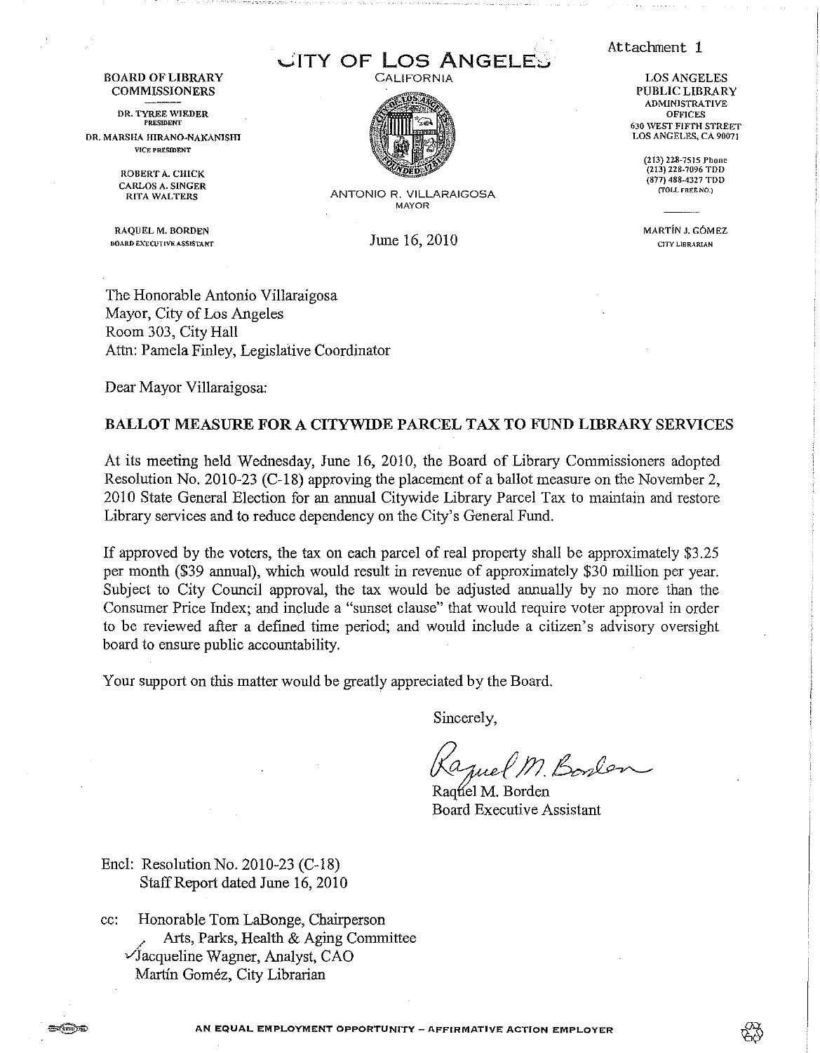Attachment 1

BOARD OF LIBRARY COMMISSIONERS

DR. TYREE WIEDER
PRESIDENT

DR. MARSHA HIRANO-NAKANISHI
VICE PRESIDENT

ROBERT A. CHICK
CARLOS A. SINGER
RITA WALTERS

RAQUEL M. BORDEN
BOARD EXECUTIVE ASSISTANT

# CITY OF LOS ANGELES

CALIFORNIA

ANTONIO R. VILLARAIGOSA
MAYOR

LOS ANGELES PUBLIC LIBRARY
ADMINISTRATIVE OFFICES
630 WEST FIFTH STREET
LOS ANGELES, CA 90071

(213) 228-7515 Phone
(213) 228-7096 TDD
(877) 488-4327 TDD
(TOLL FREE NO.)

MARTÍN J. GÓMEZ
CITY LIBRARIAN

June 16, 2010

The Honorable Antonio Villaraigosa
Mayor, City of Los Angeles
Room 303, City Hall
Attn: Pamela Finley, Legislative Coordinator

Dear Mayor Villaraigosa:

**BALLOT MEASURE FOR A CITYWIDE PARCEL TAX TO FUND LIBRARY SERVICES**

At its meeting held Wednesday, June 16, 2010, the Board of Library Commissioners adopted Resolution No. 2010-23 (C-18) approving the placement of a ballot measure on the November 2, 2010 State General Election for an annual Citywide Library Parcel Tax to maintain and restore Library services and to reduce dependency on the City's General Fund.

If approved by the voters, the tax on each parcel of real property shall be approximately $3.25 per month ($39 annual), which would result in revenue of approximately $30 million per year. Subject to City Council approval, the tax would be adjusted annually by no more than the Consumer Price Index; and include a "sunset clause" that would require voter approval in order to be reviewed after a defined time period; and would include a citizen's advisory oversight board to ensure public accountability.

Your support on this matter would be greatly appreciated by the Board.

Sincerely,

Raquel M. Borden
Board Executive Assistant

Encl: Resolution No. 2010-23 (C-18)
Staff Report dated June 16, 2010

cc: Honorable Tom LaBonge, Chairperson
Arts, Parks, Health & Aging Committee
✓Jacqueline Wagner, Analyst, CAO
Martín Goméz, City Librarian

AN EQUAL EMPLOYMENT OPPORTUNITY – AFFIRMATIVE ACTION EMPLOYER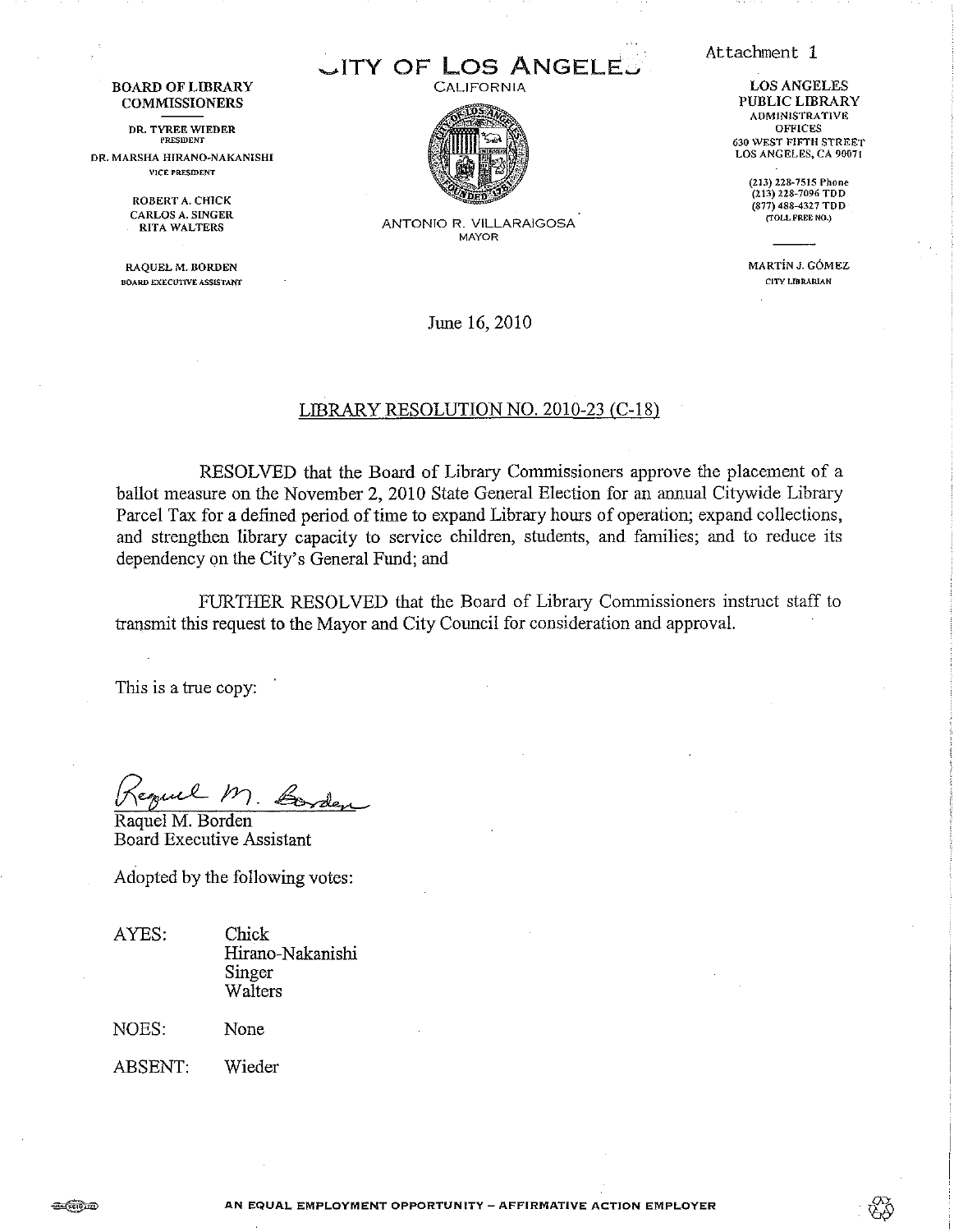Attachment 1

**BOARD OF LIBRARY COMMISSIONERS**

DR. TYREE WIEDER
PRESIDENT

DR. MARSHA HIRANO-NAKANISHI
VICE PRESIDENT

ROBERT A. CHICK
CARLOS A. SINGER
RITA WALTERS

RAQUEL M. BORDEN
BOARD EXECUTIVE ASSISTANT

# CITY OF LOS ANGELES

CALIFORNIA

ANTONIO R. VILLARAIGOSA
MAYOR

**LOS ANGELES PUBLIC LIBRARY**
ADMINISTRATIVE OFFICES
630 WEST FIFTH STREET
LOS ANGELES, CA 90071

(213) 228-7515 Phone
(213) 228-7096 TDD
(877) 488-4327 TDD
(TOLL FREE NO.)

MARTÍN J. GÓMEZ
CITY LIBRARIAN

June 16, 2010

## LIBRARY RESOLUTION NO. 2010-23 (C-18)

RESOLVED that the Board of Library Commissioners approve the placement of a ballot measure on the November 2, 2010 State General Election for an annual Citywide Library Parcel Tax for a defined period of time to expand Library hours of operation; expand collections, and strengthen library capacity to service children, students, and families; and to reduce its dependency on the City's General Fund; and

FURTHER RESOLVED that the Board of Library Commissioners instruct staff to transmit this request to the Mayor and City Council for consideration and approval.

This is a true copy:

Raquel M. Borden
Board Executive Assistant

Adopted by the following votes:

| | |
|---|---|
| AYES: | Chick<br>Hirano-Nakanishi<br>Singer<br>Walters |
| NOES: | None |
| ABSENT: | Wieder |

AN EQUAL EMPLOYMENT OPPORTUNITY – AFFIRMATIVE ACTION EMPLOYER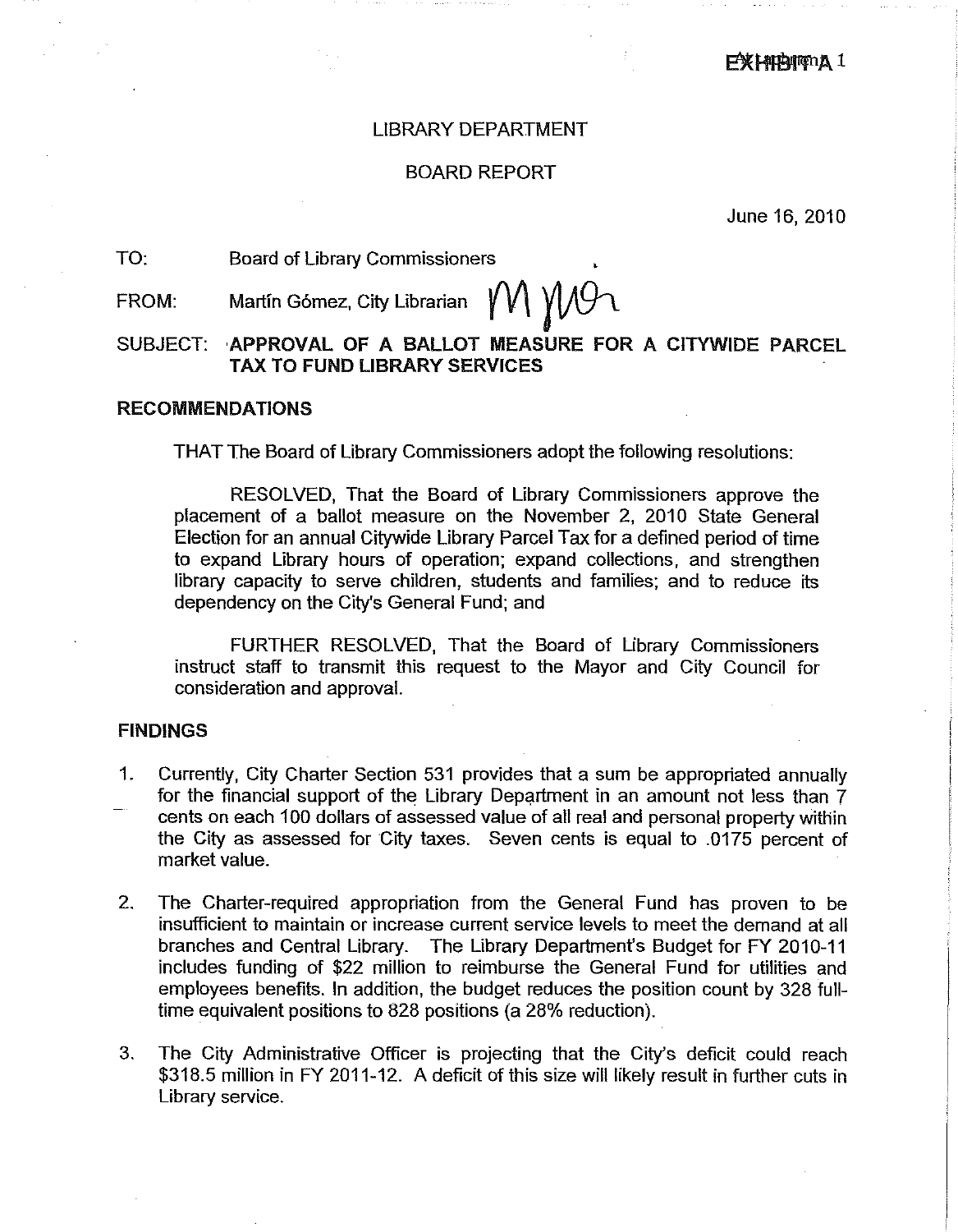EXHIBIT A 1

LIBRARY DEPARTMENT

BOARD REPORT

June 16, 2010

TO: Board of Library Commissioners

FROM: Martín Gómez, City Librarian

SUBJECT: **APPROVAL OF A BALLOT MEASURE FOR A CITYWIDE PARCEL TAX TO FUND LIBRARY SERVICES**

## RECOMMENDATIONS

THAT The Board of Library Commissioners adopt the following resolutions:

RESOLVED, That the Board of Library Commissioners approve the placement of a ballot measure on the November 2, 2010 State General Election for an annual Citywide Library Parcel Tax for a defined period of time to expand Library hours of operation; expand collections, and strengthen library capacity to serve children, students and families; and to reduce its dependency on the City's General Fund; and

FURTHER RESOLVED, That the Board of Library Commissioners instruct staff to transmit this request to the Mayor and City Council for consideration and approval.

## FINDINGS

1. Currently, City Charter Section 531 provides that a sum be appropriated annually for the financial support of the Library Department in an amount not less than 7 cents on each 100 dollars of assessed value of all real and personal property within the City as assessed for City taxes. Seven cents is equal to .0175 percent of market value.

2. The Charter-required appropriation from the General Fund has proven to be insufficient to maintain or increase current service levels to meet the demand at all branches and Central Library. The Library Department's Budget for FY 2010-11 includes funding of $22 million to reimburse the General Fund for utilities and employees benefits. In addition, the budget reduces the position count by 328 full-time equivalent positions to 828 positions (a 28% reduction).

3. The City Administrative Officer is projecting that the City's deficit could reach $318.5 million in FY 2011-12. A deficit of this size will likely result in further cuts in Library service.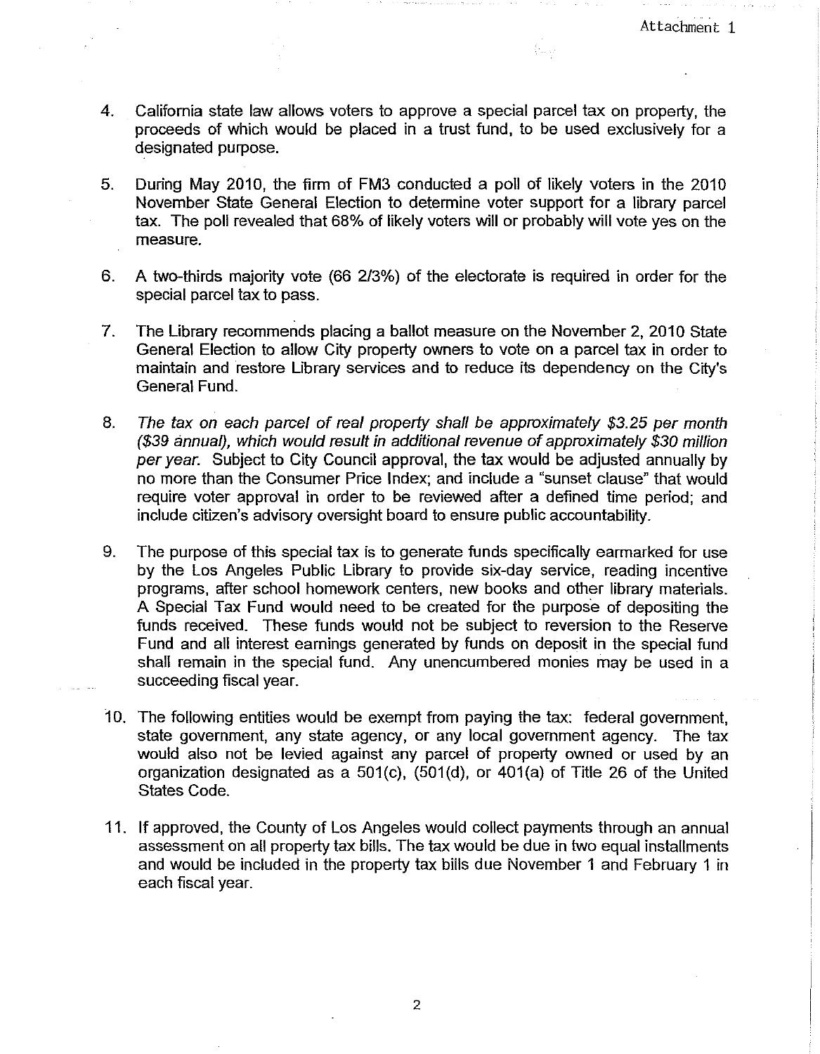Attachment 1

4. California state law allows voters to approve a special parcel tax on property, the proceeds of which would be placed in a trust fund, to be used exclusively for a designated purpose.

5. During May 2010, the firm of FM3 conducted a poll of likely voters in the 2010 November State General Election to determine voter support for a library parcel tax. The poll revealed that 68% of likely voters will or probably will vote yes on the measure.

6. A two-thirds majority vote (66 2/3%) of the electorate is required in order for the special parcel tax to pass.

7. The Library recommends placing a ballot measure on the November 2, 2010 State General Election to allow City property owners to vote on a parcel tax in order to maintain and restore Library services and to reduce its dependency on the City's General Fund.

8. *The tax on each parcel of real property shall be approximately $3.25 per month ($39 annual), which would result in additional revenue of approximately $30 million per year.* Subject to City Council approval, the tax would be adjusted annually by no more than the Consumer Price Index; and include a "sunset clause" that would require voter approval in order to be reviewed after a defined time period; and include citizen's advisory oversight board to ensure public accountability.

9. The purpose of this special tax is to generate funds specifically earmarked for use by the Los Angeles Public Library to provide six-day service, reading incentive programs, after school homework centers, new books and other library materials. A Special Tax Fund would need to be created for the purpose of depositing the funds received. These funds would not be subject to reversion to the Reserve Fund and all interest earnings generated by funds on deposit in the special fund shall remain in the special fund. Any unencumbered monies may be used in a succeeding fiscal year.

10. The following entities would be exempt from paying the tax: federal government, state government, any state agency, or any local government agency. The tax would also not be levied against any parcel of property owned or used by an organization designated as a 501(c), (501(d), or 401(a) of Title 26 of the United States Code.

11. If approved, the County of Los Angeles would collect payments through an annual assessment on all property tax bills. The tax would be due in two equal installments and would be included in the property tax bills due November 1 and February 1 in each fiscal year.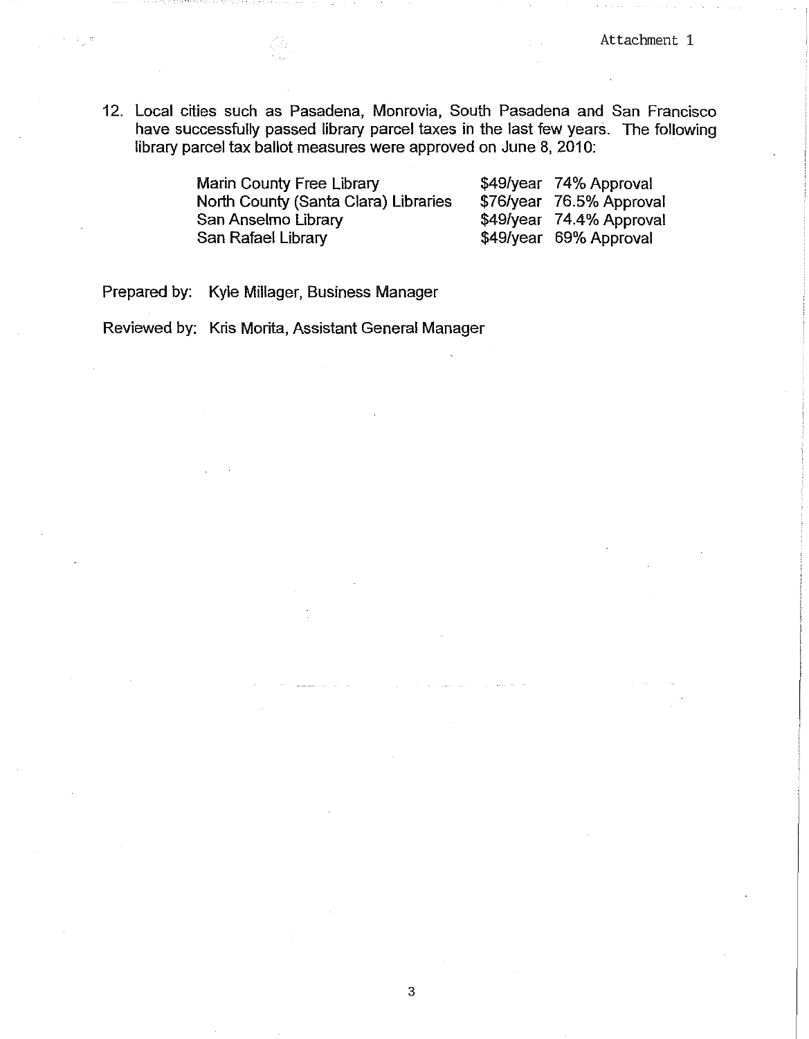Attachment 1

12. Local cities such as Pasadena, Monrovia, South Pasadena and San Francisco have successfully passed library parcel taxes in the last few years. The following library parcel tax ballot measures were approved on June 8, 2010:

| | | |
|---|---|---|
| Marin County Free Library | $49/year | 74% Approval |
| North County (Santa Clara) Libraries | $76/year | 76.5% Approval |
| San Anselmo Library | $49/year | 74.4% Approval |
| San Rafael Library | $49/year | 69% Approval |

Prepared by: Kyle Millager, Business Manager

Reviewed by: Kris Morita, Assistant General Manager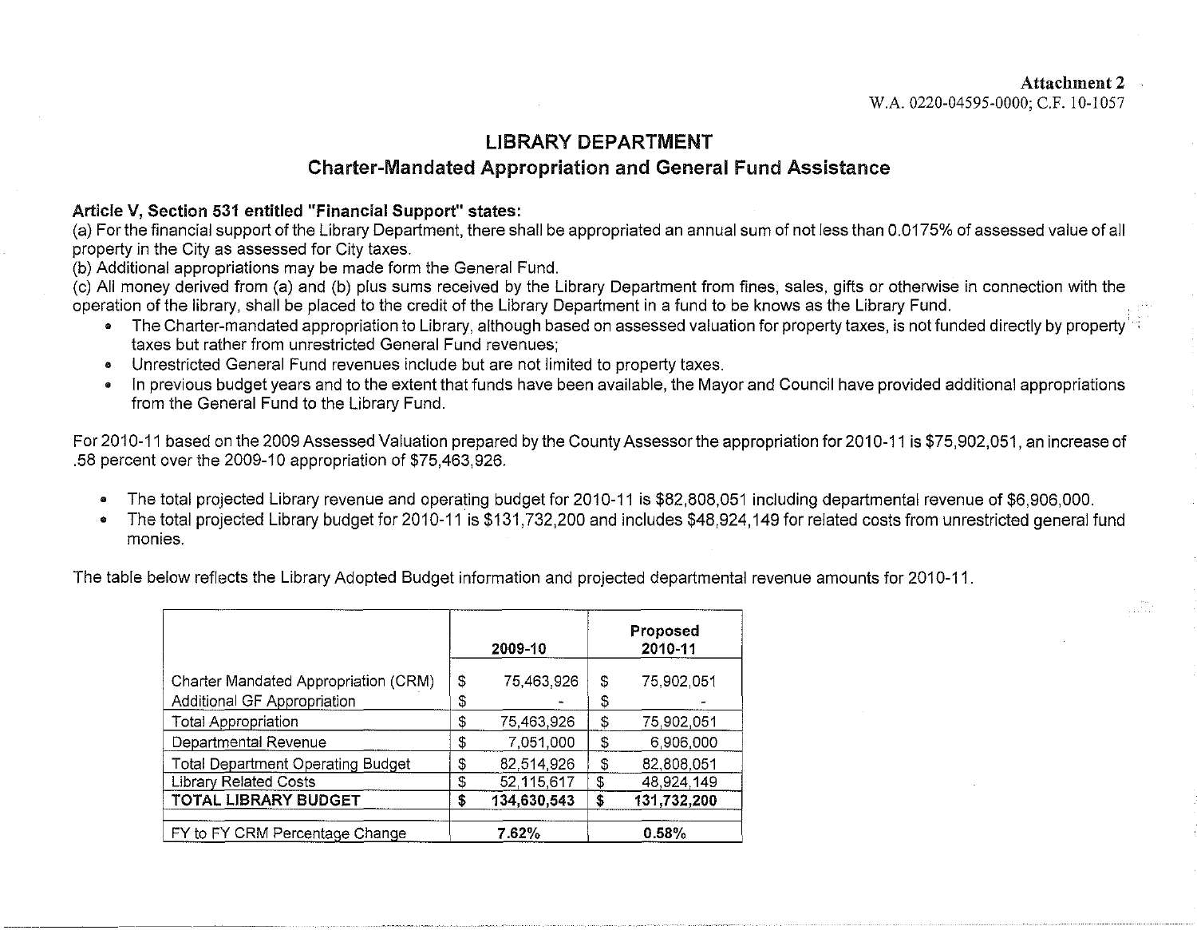Attachment 2
W.A. 0220-04595-0000; C.F. 10-1057

# LIBRARY DEPARTMENT

## Charter-Mandated Appropriation and General Fund Assistance

**Article V, Section 531 entitled "Financial Support" states:**

(a) For the financial support of the Library Department, there shall be appropriated an annual sum of not less than 0.0175% of assessed value of all property in the City as assessed for City taxes.

(b) Additional appropriations may be made form the General Fund.

(c) All money derived from (a) and (b) plus sums received by the Library Department from fines, sales, gifts or otherwise in connection with the operation of the library, shall be placed to the credit of the Library Department in a fund to be knows as the Library Fund.

- The Charter-mandated appropriation to Library, although based on assessed valuation for property taxes, is not funded directly by property taxes but rather from unrestricted General Fund revenues;
- Unrestricted General Fund revenues include but are not limited to property taxes.
- In previous budget years and to the extent that funds have been available, the Mayor and Council have provided additional appropriations from the General Fund to the Library Fund.

For 2010-11 based on the 2009 Assessed Valuation prepared by the County Assessor the appropriation for 2010-11 is $75,902,051, an increase of .58 percent over the 2009-10 appropriation of $75,463,926.

- The total projected Library revenue and operating budget for 2010-11 is $82,808,051 including departmental revenue of $6,906,000.
- The total projected Library budget for 2010-11 is $131,732,200 and includes $48,924,149 for related costs from unrestricted general fund monies.

The table below reflects the Library Adopted Budget information and projected departmental revenue amounts for 2010-11.

| | 2009-10 | Proposed 2010-11 |
|---|---|---|
| Charter Mandated Appropriation (CRM) | $ 75,463,926 | $ 75,902,051 |
| Additional GF Appropriation | $ - | $ - |
| Total Appropriation | $ 75,463,926 | $ 75,902,051 |
| Departmental Revenue | $ 7,051,000 | $ 6,906,000 |
| Total Department Operating Budget | $ 82,514,926 | $ 82,808,051 |
| Library Related Costs | $ 52,115,617 | $ 48,924,149 |
| **TOTAL LIBRARY BUDGET** | **$ 134,630,543** | **$ 131,732,200** |
| FY to FY CRM Percentage Change | **7.62%** | **0.58%** |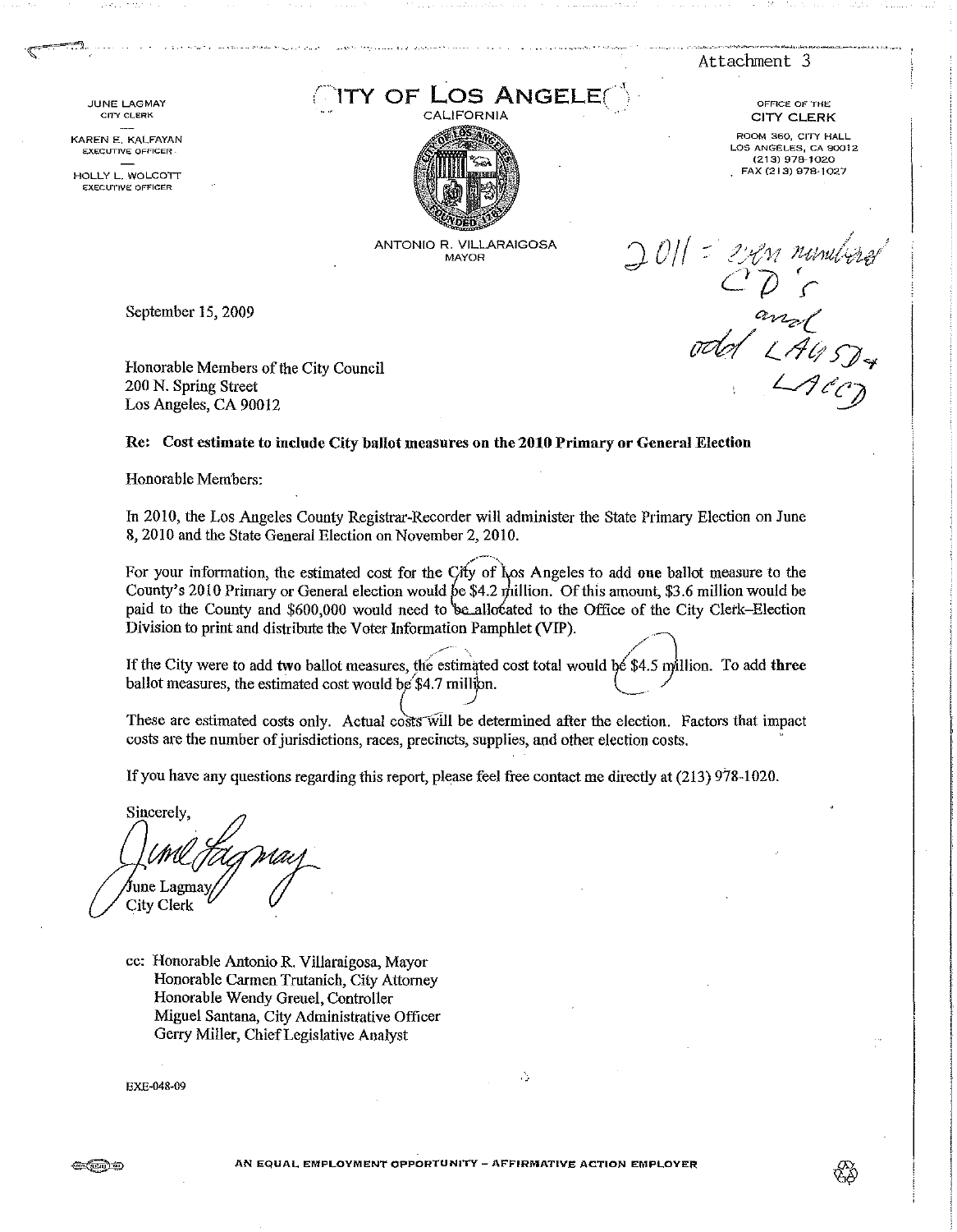Attachment 3

JUNE LAGMAY
CITY CLERK

KAREN E. KALFAYAN
EXECUTIVE OFFICER

HOLLY L. WOLCOTT
EXECUTIVE OFFICER

# CITY OF LOS ANGELES

CALIFORNIA

ANTONIO R. VILLARAIGOSA
MAYOR

OFFICE OF THE
CITY CLERK

ROOM 360, CITY HALL
LOS ANGELES, CA 90012
(213) 978-1020
FAX (213) 978-1027

2011 = even numbered CD's and odd LAUSD + LACCD

September 15, 2009

Honorable Members of the City Council
200 N. Spring Street
Los Angeles, CA 90012

**Re: Cost estimate to include City ballot measures on the 2010 Primary or General Election**

Honorable Members:

In 2010, the Los Angeles County Registrar-Recorder will administer the State Primary Election on June 8, 2010 and the State General Election on November 2, 2010.

For your information, the estimated cost for the City of Los Angeles to add **one** ballot measure to the County's 2010 Primary or General election would be $4.2 million. Of this amount, $3.6 million would be paid to the County and $600,000 would need to be allocated to the Office of the City Clerk–Election Division to print and distribute the Voter Information Pamphlet (VIP).

If the City were to add **two** ballot measures, the estimated cost total would be $4.5 million. To add **three** ballot measures, the estimated cost would be $4.7 million.

These are estimated costs only. Actual costs will be determined after the election. Factors that impact costs are the number of jurisdictions, races, precincts, supplies, and other election costs.

If you have any questions regarding this report, please feel free contact me directly at (213) 978-1020.

Sincerely,

June Lagmay
City Clerk

cc: Honorable Antonio R. Villaraigosa, Mayor
Honorable Carmen Trutanich, City Attorney
Honorable Wendy Greuel, Controller
Miguel Santana, City Administrative Officer
Gerry Miller, Chief Legislative Analyst

EXE-048-09

AN EQUAL EMPLOYMENT OPPORTUNITY – AFFIRMATIVE ACTION EMPLOYER